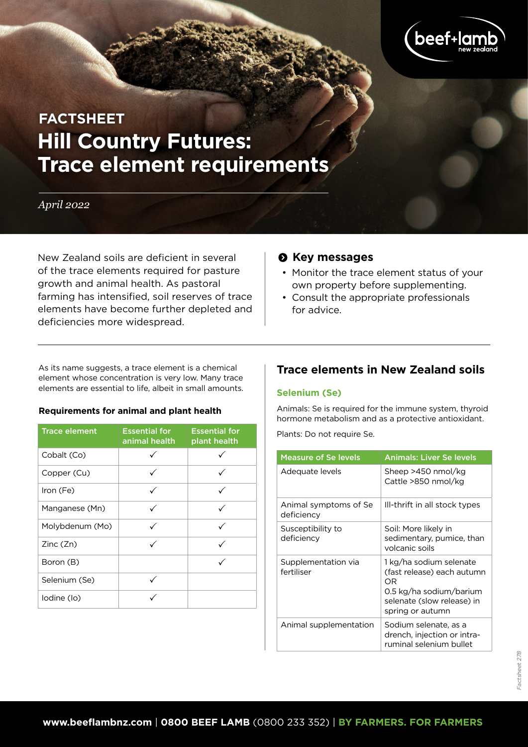FACTSHEET

# Hill Country Futures: Trace element requirements

*April 2022*

New Zealand soils are deficient in several of the trace elements required for pasture growth and animal health. As pastoral farming has intensified, soil reserves of trace elements have become further depleted and deficiencies more widespread.

## Key messages

- Monitor the trace element status of your own property before supplementing.
- Consult the appropriate professionals for advice.

As its name suggests, a trace element is a chemical element whose concentration is very low. Many trace elements are essential to life, albeit in small amounts.

**Requirements for animal and plant health**

| Trace element | Essential for animal health | Essential for plant health |
|---|---|---|
| Cobalt (Co) | ✓ | ✓ |
| Copper (Cu) | ✓ | ✓ |
| Iron (Fe) | ✓ | ✓ |
| Manganese (Mn) | ✓ | ✓ |
| Molybdenum (Mo) | ✓ | ✓ |
| Zinc (Zn) | ✓ | ✓ |
| Boron (B) | | ✓ |
| Selenium (Se) | ✓ | |
| Iodine (Io) | ✓ | |

## Trace elements in New Zealand soils

### Selenium (Se)

Animals: Se is required for the immune system, thyroid hormone metabolism and as a protective antioxidant.

Plants: Do not require Se.

| Measure of Se levels | Animals: Liver Se levels |
|---|---|
| Adequate levels | Sheep >450 nmol/kg<br>Cattle >850 nmol/kg |
| Animal symptoms of Se deficiency | Ill-thrift in all stock types |
| Susceptibility to deficiency | Soil: More likely in sedimentary, pumice, than volcanic soils |
| Supplementation via fertiliser | 1 kg/ha sodium selenate (fast release) each autumn<br>OR<br>0.5 kg/ha sodium/barium selenate (slow release) in spring or autumn |
| Animal supplementation | Sodium selenate, as a drench, injection or intra-ruminal selenium bullet |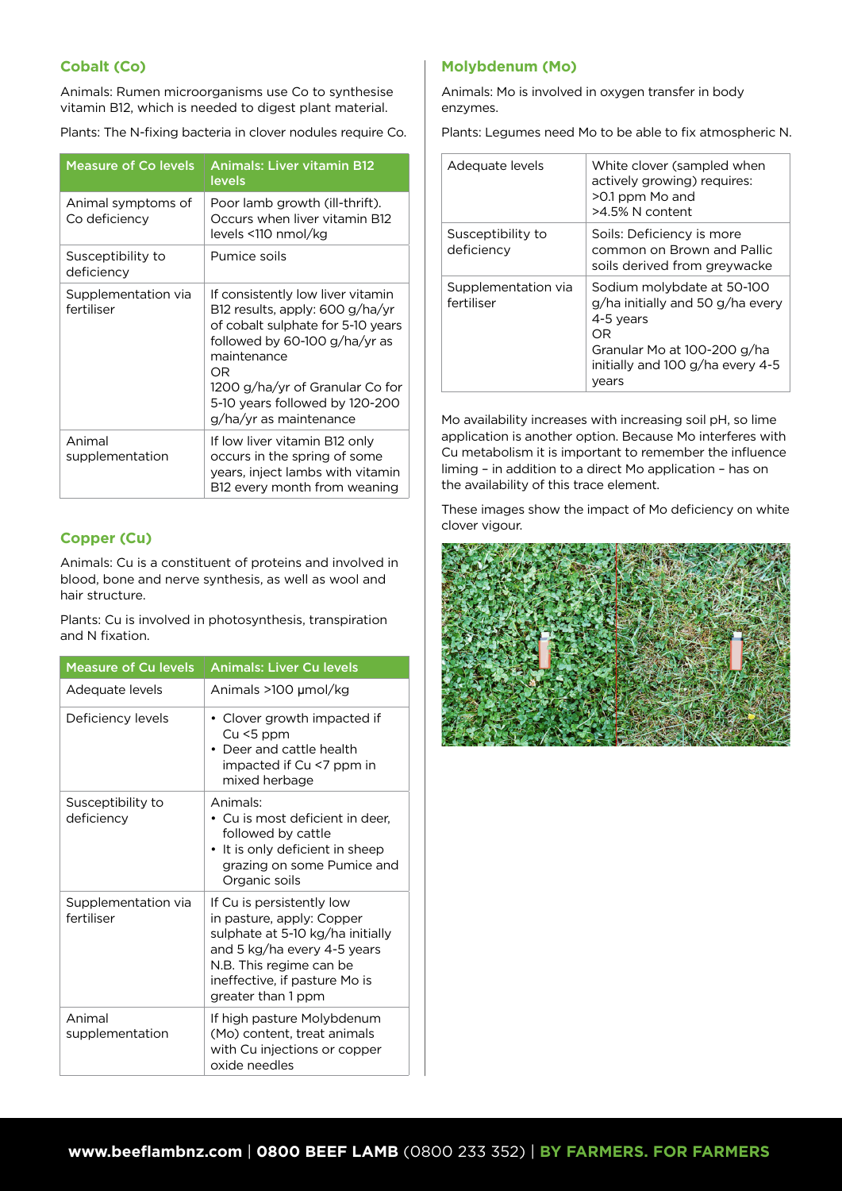### Cobalt (Co)

Animals: Rumen microorganisms use Co to synthesise vitamin B12, which is needed to digest plant material.

Plants: The N-fixing bacteria in clover nodules require Co.

| Measure of Co levels | Animals: Liver vitamin B12 levels |
|---|---|
| Animal symptoms of Co deficiency | Poor lamb growth (ill-thrift). Occurs when liver vitamin B12 levels <110 nmol/kg |
| Susceptibility to deficiency | Pumice soils |
| Supplementation via fertiliser | If consistently low liver vitamin B12 results, apply: 600 g/ha/yr of cobalt sulphate for 5-10 years followed by 60-100 g/ha/yr as maintenance<br>OR<br>1200 g/ha/yr of Granular Co for 5-10 years followed by 120-200 g/ha/yr as maintenance |
| Animal supplementation | If low liver vitamin B12 only occurs in the spring of some years, inject lambs with vitamin B12 every month from weaning |

### Copper (Cu)

Animals: Cu is a constituent of proteins and involved in blood, bone and nerve synthesis, as well as wool and hair structure.

Plants: Cu is involved in photosynthesis, transpiration and N fixation.

| Measure of Cu levels | Animals: Liver Cu levels |
|---|---|
| Adequate levels | Animals >100 μmol/kg |
| Deficiency levels | • Clover growth impacted if Cu <5 ppm<br>• Deer and cattle health impacted if Cu <7 ppm in mixed herbage |
| Susceptibility to deficiency | Animals:<br>• Cu is most deficient in deer, followed by cattle<br>• It is only deficient in sheep grazing on some Pumice and Organic soils |
| Supplementation via fertiliser | If Cu is persistently low in pasture, apply: Copper sulphate at 5-10 kg/ha initially and 5 kg/ha every 4-5 years<br>N.B. This regime can be ineffective, if pasture Mo is greater than 1 ppm |
| Animal supplementation | If high pasture Molybdenum (Mo) content, treat animals with Cu injections or copper oxide needles |

### Molybdenum (Mo)

Animals: Mo is involved in oxygen transfer in body enzymes.

Plants: Legumes need Mo to be able to fix atmospheric N.

| | |
|---|---|
| Adequate levels | White clover (sampled when actively growing) requires:<br>>0.1 ppm Mo and<br>>4.5% N content |
| Susceptibility to deficiency | Soils: Deficiency is more common on Brown and Pallic soils derived from greywacke |
| Supplementation via fertiliser | Sodium molybdate at 50-100 g/ha initially and 50 g/ha every 4-5 years<br>OR<br>Granular Mo at 100-200 g/ha initially and 100 g/ha every 4-5 years |

Mo availability increases with increasing soil pH, so lime application is another option. Because Mo interferes with Cu metabolism it is important to remember the influence liming – in addition to a direct Mo application – has on the availability of this trace element.

These images show the impact of Mo deficiency on white clover vigour.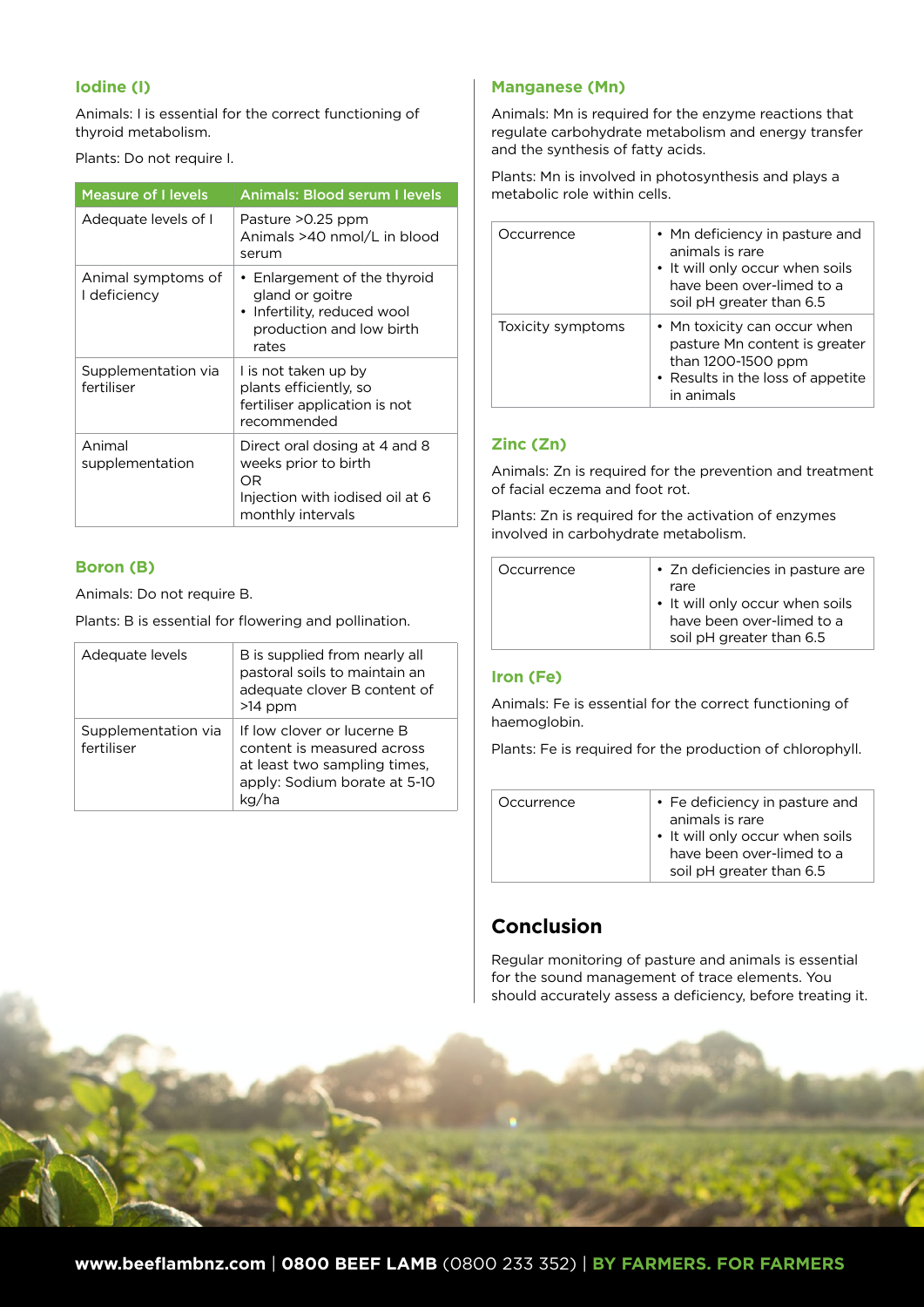### Iodine (I)

Animals: I is essential for the correct functioning of thyroid metabolism.

Plants: Do not require I.

| Measure of I levels | Animals: Blood serum I levels |
|---|---|
| Adequate levels of I | Pasture >0.25 ppm<br>Animals >40 nmol/L in blood serum |
| Animal symptoms of I deficiency | • Enlargement of the thyroid gland or goitre<br>• Infertility, reduced wool production and low birth rates |
| Supplementation via fertiliser | I is not taken up by plants efficiently, so fertiliser application is not recommended |
| Animal supplementation | Direct oral dosing at 4 and 8 weeks prior to birth<br>OR<br>Injection with iodised oil at 6 monthly intervals |

### Boron (B)

Animals: Do not require B.

Plants: B is essential for flowering and pollination.

| | |
|---|---|
| Adequate levels | B is supplied from nearly all pastoral soils to maintain an adequate clover B content of >14 ppm |
| Supplementation via fertiliser | If low clover or lucerne B content is measured across at least two sampling times, apply: Sodium borate at 5-10 kg/ha |

### Manganese (Mn)

Animals: Mn is required for the enzyme reactions that regulate carbohydrate metabolism and energy transfer and the synthesis of fatty acids.

Plants: Mn is involved in photosynthesis and plays a metabolic role within cells.

| | |
|---|---|
| Occurrence | • Mn deficiency in pasture and animals is rare<br>• It will only occur when soils have been over-limed to a soil pH greater than 6.5 |
| Toxicity symptoms | • Mn toxicity can occur when pasture Mn content is greater than 1200-1500 ppm<br>• Results in the loss of appetite in animals |

### Zinc (Zn)

Animals: Zn is required for the prevention and treatment of facial eczema and foot rot.

Plants: Zn is required for the activation of enzymes involved in carbohydrate metabolism.

| | |
|---|---|
| Occurrence | • Zn deficiencies in pasture are rare<br>• It will only occur when soils have been over-limed to a soil pH greater than 6.5 |

### Iron (Fe)

Animals: Fe is essential for the correct functioning of haemoglobin.

Plants: Fe is required for the production of chlorophyll.

| | |
|---|---|
| Occurrence | • Fe deficiency in pasture and animals is rare<br>• It will only occur when soils have been over-limed to a soil pH greater than 6.5 |

## Conclusion

Regular monitoring of pasture and animals is essential for the sound management of trace elements. You should accurately assess a deficiency, before treating it.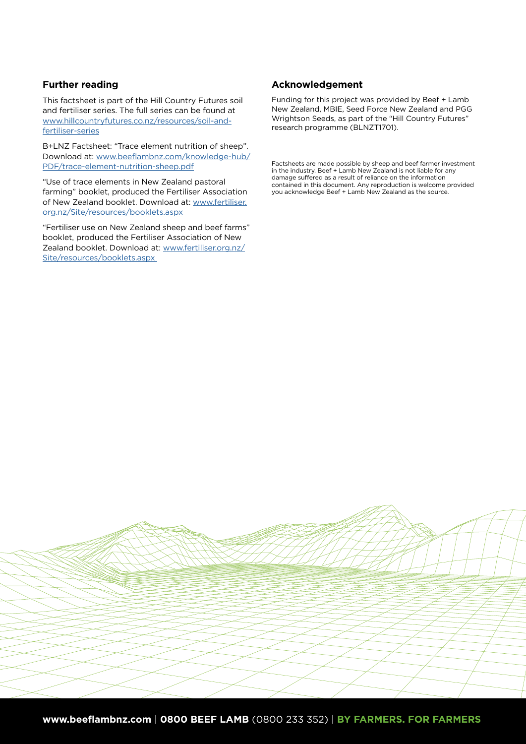## Further reading

This factsheet is part of the Hill Country Futures soil and fertiliser series. The full series can be found at www.hillcountryfutures.co.nz/resources/soil-and-fertiliser-series

B+LNZ Factsheet: "Trace element nutrition of sheep". Download at: www.beeflambnz.com/knowledge-hub/PDF/trace-element-nutrition-sheep.pdf

"Use of trace elements in New Zealand pastoral farming" booklet, produced the Fertiliser Association of New Zealand booklet. Download at: www.fertiliser.org.nz/Site/resources/booklets.aspx

"Fertiliser use on New Zealand sheep and beef farms" booklet, produced the Fertiliser Association of New Zealand booklet. Download at: www.fertiliser.org.nz/Site/resources/booklets.aspx

## Acknowledgement

Funding for this project was provided by Beef + Lamb New Zealand, MBIE, Seed Force New Zealand and PGG Wrightson Seeds, as part of the "Hill Country Futures" research programme (BLNZT1701).

Factsheets are made possible by sheep and beef farmer investment in the industry. Beef + Lamb New Zealand is not liable for any damage suffered as a result of reliance on the information contained in this document. Any reproduction is welcome provided you acknowledge Beef + Lamb New Zealand as the source.

**www.beeflambnz.com** | **0800 BEEF LAMB** (0800 233 352) | **BY FARMERS. FOR FARMERS**